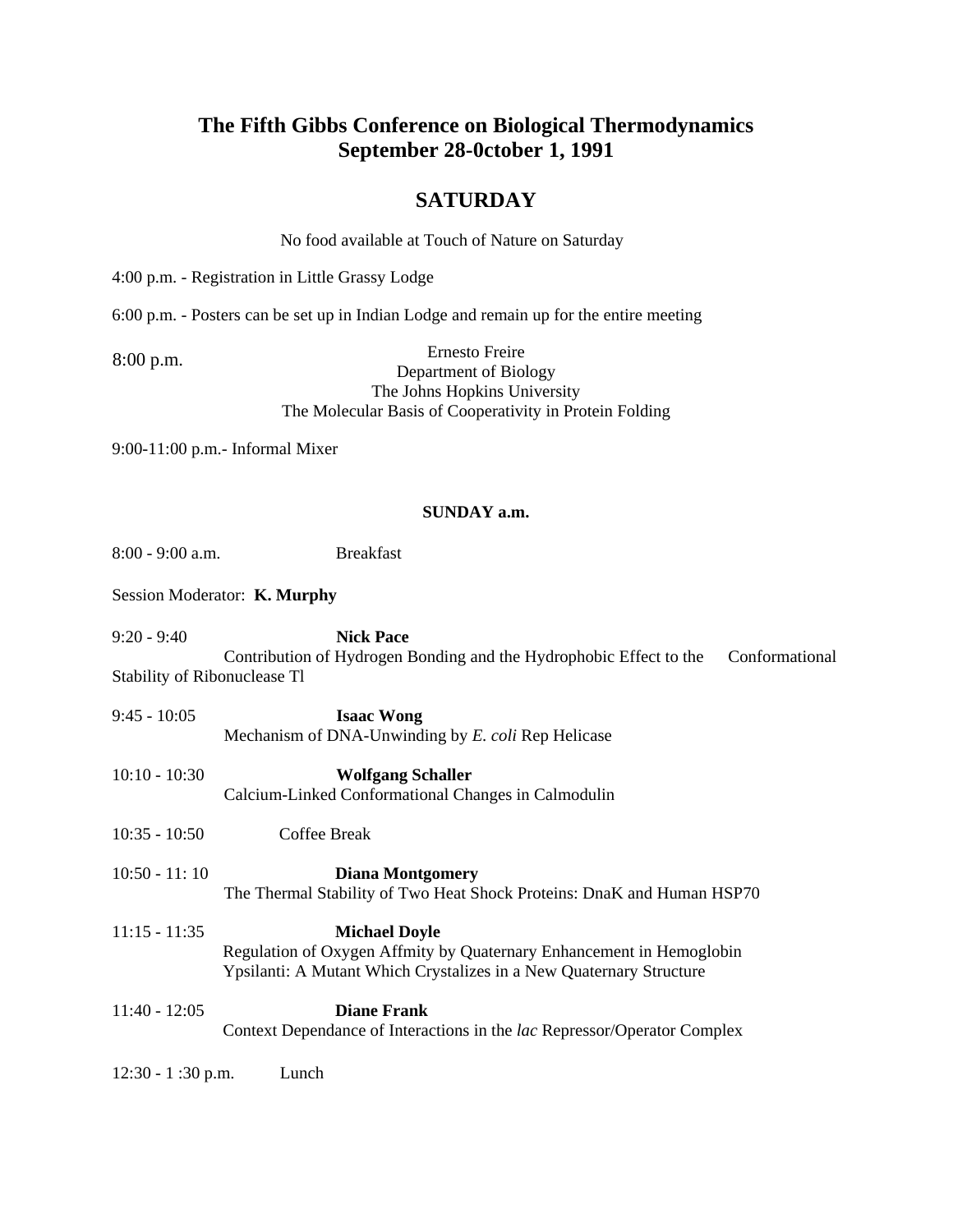# The Fifth Gibbs Conference on Biological Thermodynamics
# September 28-0ctober 1, 1991

## SATURDAY

No food available at Touch of Nature on Saturday

4:00 p.m. - Registration in Little Grassy Lodge

6:00 p.m. - Posters can be set up in Indian Lodge and remain up for the entire meeting

8:00 p.m.

Ernesto Freire
Department of Biology
The Johns Hopkins University
The Molecular Basis of Cooperativity in Protein Folding

9:00-11:00 p.m.- Informal Mixer

### SUNDAY a.m.

8:00 - 9:00 a.m. Breakfast

Session Moderator: **K. Murphy**

9:20 - 9:40 **Nick Pace**
Contribution of Hydrogen Bonding and the Hydrophobic Effect to the Conformational Stability of Ribonuclease Tl

9:45 - 10:05 **Isaac Wong**
Mechanism of DNA-Unwinding by *E. coli* Rep Helicase

10:10 - 10:30 **Wolfgang Schaller**
Calcium-Linked Conformational Changes in Calmodulin

10:35 - 10:50 Coffee Break

10:50 - 11: 10 **Diana Montgomery**
The Thermal Stability of Two Heat Shock Proteins: DnaK and Human HSP70

11:15 - 11:35 **Michael Doyle**
Regulation of Oxygen Affmity by Quaternary Enhancement in Hemoglobin Ypsilanti: A Mutant Which Crystalizes in a New Quaternary Structure

11:40 - 12:05 **Diane Frank**
Context Dependance of Interactions in the *lac* Repressor/Operator Complex

12:30 - 1 :30 p.m. Lunch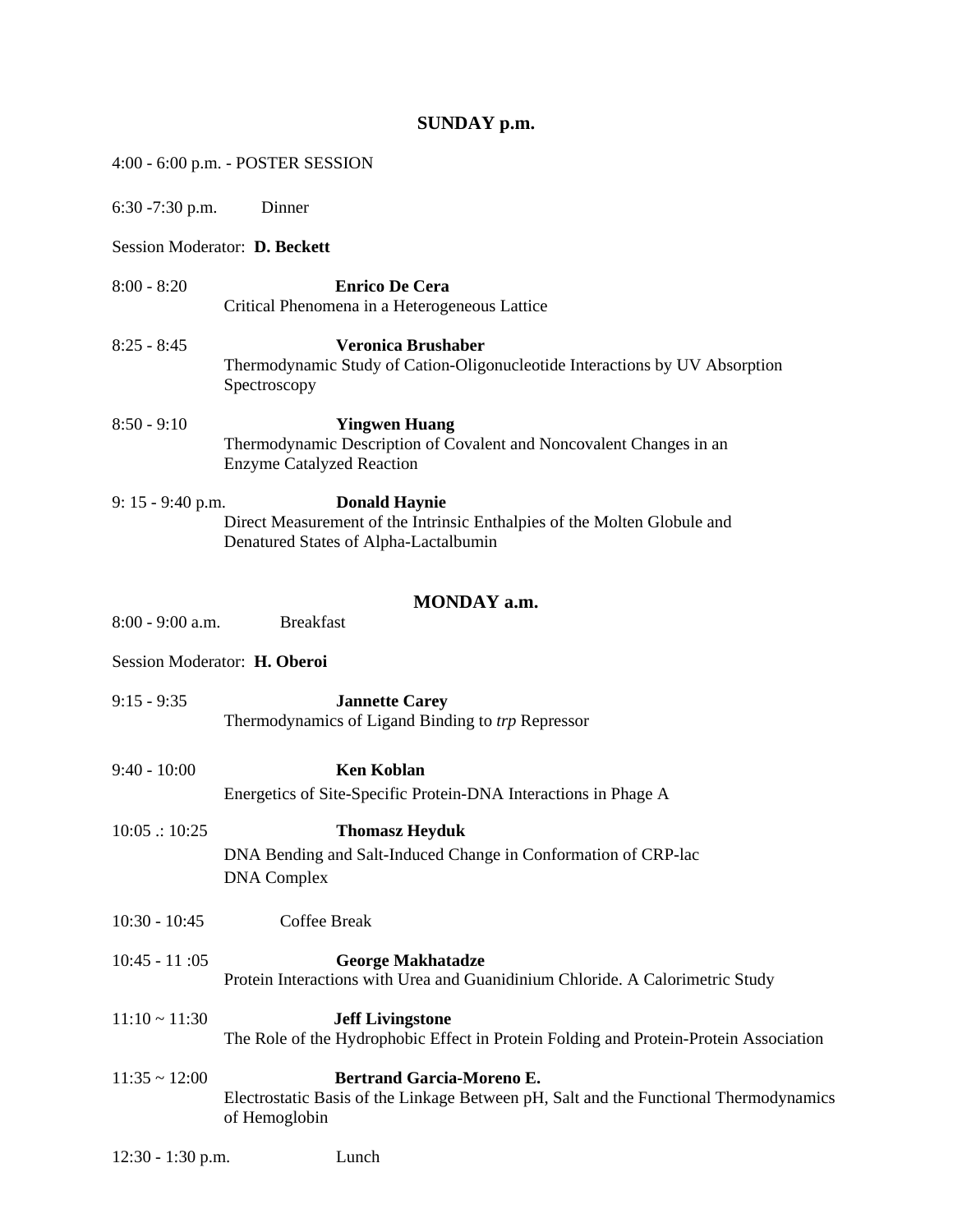## SUNDAY p.m.

4:00 - 6:00 p.m. - POSTER SESSION

6:30 -7:30 p.m. Dinner

Session Moderator: **D. Beckett**

8:00 - 8:20 **Enrico De Cera**
Critical Phenomena in a Heterogeneous Lattice

8:25 - 8:45 **Veronica Brushaber**
Thermodynamic Study of Cation-Oligonucleotide Interactions by UV Absorption Spectroscopy

8:50 - 9:10 **Yingwen Huang**
Thermodynamic Description of Covalent and Noncovalent Changes in an Enzyme Catalyzed Reaction

9: 15 - 9:40 p.m. **Donald Haynie**
Direct Measurement of the Intrinsic Enthalpies of the Molten Globule and Denatured States of Alpha-Lactalbumin

## MONDAY a.m.

8:00 - 9:00 a.m. Breakfast

Session Moderator: **H. Oberoi**

9:15 - 9:35 **Jannette Carey**
Thermodynamics of Ligand Binding to *trp* Repressor

9:40 - 10:00 **Ken Koblan**
Energetics of Site-Specific Protein-DNA Interactions in Phage A

10:05 .: 10:25 **Thomasz Heyduk**
DNA Bending and Salt-Induced Change in Conformation of CRP-lac DNA Complex

10:30 - 10:45 Coffee Break

10:45 - 11 :05 **George Makhatadze**
Protein Interactions with Urea and Guanidinium Chloride. A Calorimetric Study

11:10 ~ 11:30 **Jeff Livingstone**
The Role of the Hydrophobic Effect in Protein Folding and Protein-Protein Association

11:35 ~ 12:00 **Bertrand Garcia-Moreno E.**
Electrostatic Basis of the Linkage Between pH, Salt and the Functional Thermodynamics of Hemoglobin

12:30 - 1:30 p.m. Lunch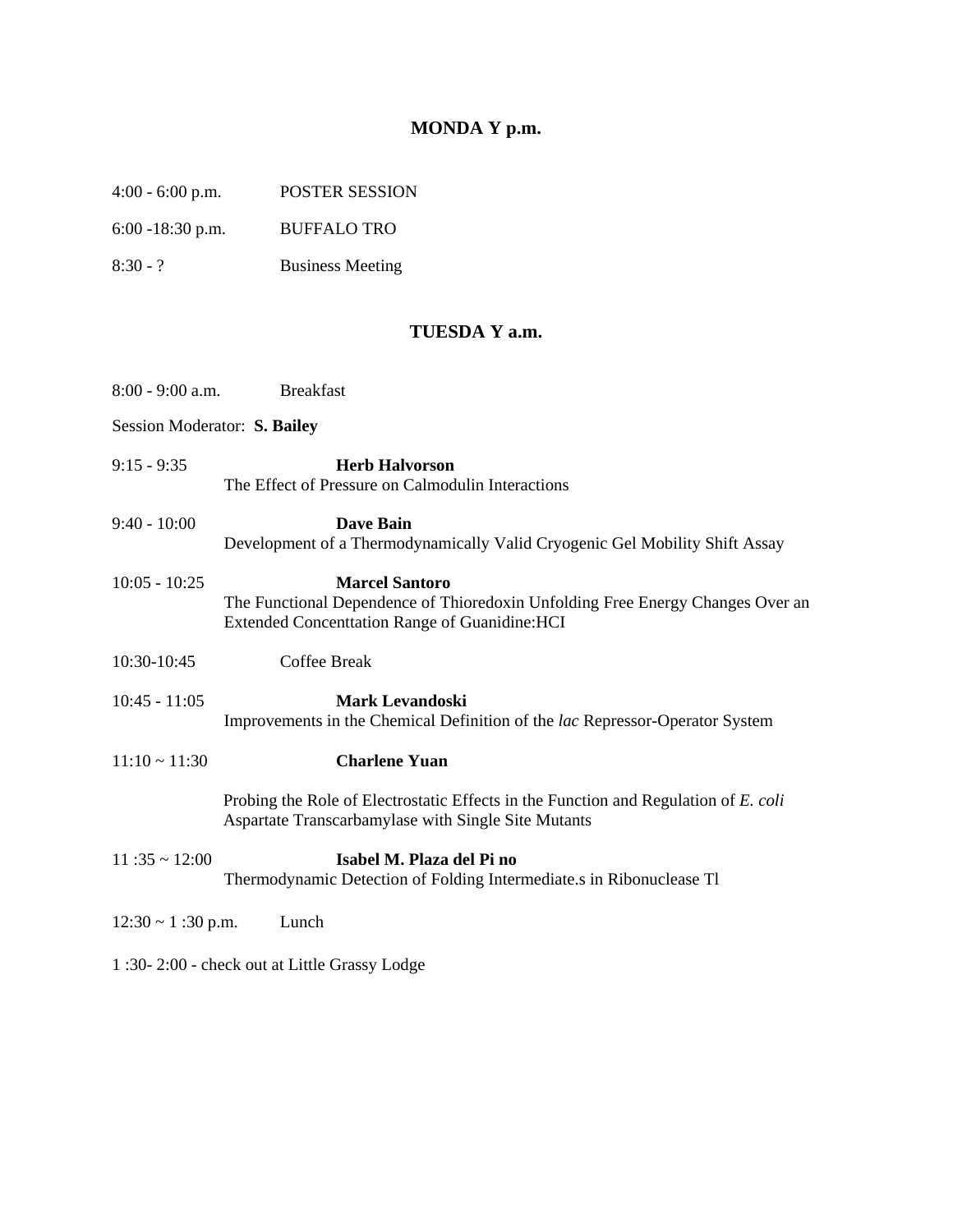## MONDA Y p.m.

4:00 - 6:00 p.m. POSTER SESSION

6:00 -18:30 p.m. BUFFALO TRO

8:30 - ? Business Meeting

## TUESDA Y a.m.

8:00 - 9:00 a.m. Breakfast

Session Moderator: **S. Bailey**

9:15 - 9:35 **Herb Halvorson**
The Effect of Pressure on Calmodulin Interactions

9:40 - 10:00 **Dave Bain**
Development of a Thermodynamically Valid Cryogenic Gel Mobility Shift Assay

10:05 - 10:25 **Marcel Santoro**
The Functional Dependence of Thioredoxin Unfolding Free Energy Changes Over an Extended Concenttation Range of Guanidine:HCI

10:30-10:45 Coffee Break

10:45 - 11:05 **Mark Levandoski**
Improvements in the Chemical Definition of the *lac* Repressor-Operator System

11:10 ~ 11:30 **Charlene Yuan**

Probing the Role of Electrostatic Effects in the Function and Regulation of *E. coli* Aspartate Transcarbamylase with Single Site Mutants

11 :35 ~ 12:00 **Isabel M. Plaza del Pi no**
Thermodynamic Detection of Folding Intermediate.s in Ribonuclease Tl

12:30 ~ 1 :30 p.m. Lunch

1 :30- 2:00 - check out at Little Grassy Lodge